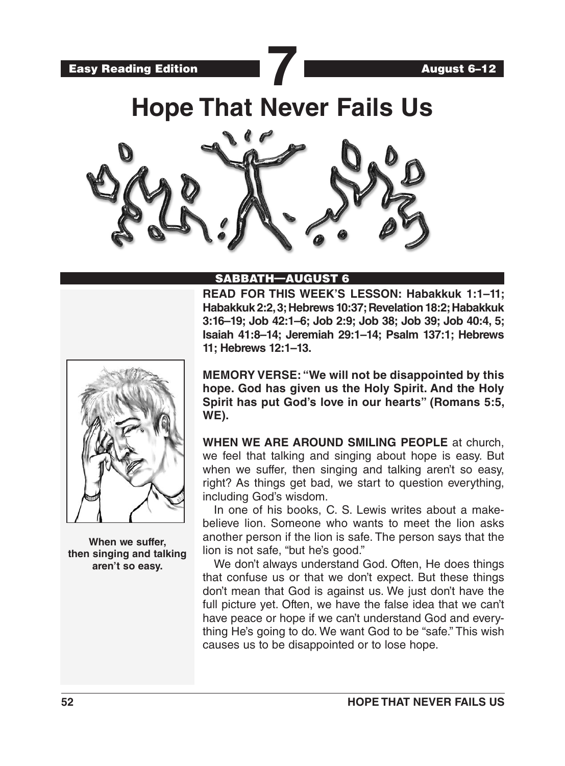Easy Reading Edition

**7**

August 6–12

# Hope That Never Fails Us

## SABBATH—AUGUST 6

**READ FOR THIS WEEK'S LESSON: Habakkuk 1:1–11; Habakkuk 2:2, 3; Hebrews 10:37; Revelation 18:2; Habakkuk 3:16–19; Job 42:1–6; Job 2:9; Job 38; Job 39; Job 40:4, 5; Isaiah 41:8–14; Jeremiah 29:1–14; Psalm 137:1; Hebrews 11; Hebrews 12:1–13.**

**MEMORY VERSE: "We will not be disappointed by this hope. God has given us the Holy Spirit. And the Holy Spirit has put God's love in our hearts" (Romans 5:5, WE).**

**When we suffer, then singing and talking aren't so easy.**

**WHEN WE ARE AROUND SMILING PEOPLE** at church, we feel that talking and singing about hope is easy. But when we suffer, then singing and talking aren't so easy, right? As things get bad, we start to question everything, including God's wisdom.

In one of his books, C. S. Lewis writes about a make-believe lion. Someone who wants to meet the lion asks another person if the lion is safe. The person says that the lion is not safe, "but he's good."

We don't always understand God. Often, He does things that confuse us or that we don't expect. But these things don't mean that God is against us. We just don't have the full picture yet. Often, we have the false idea that we can't have peace or hope if we can't understand God and everything He's going to do. We want God to be "safe." This wish causes us to be disappointed or to lose hope.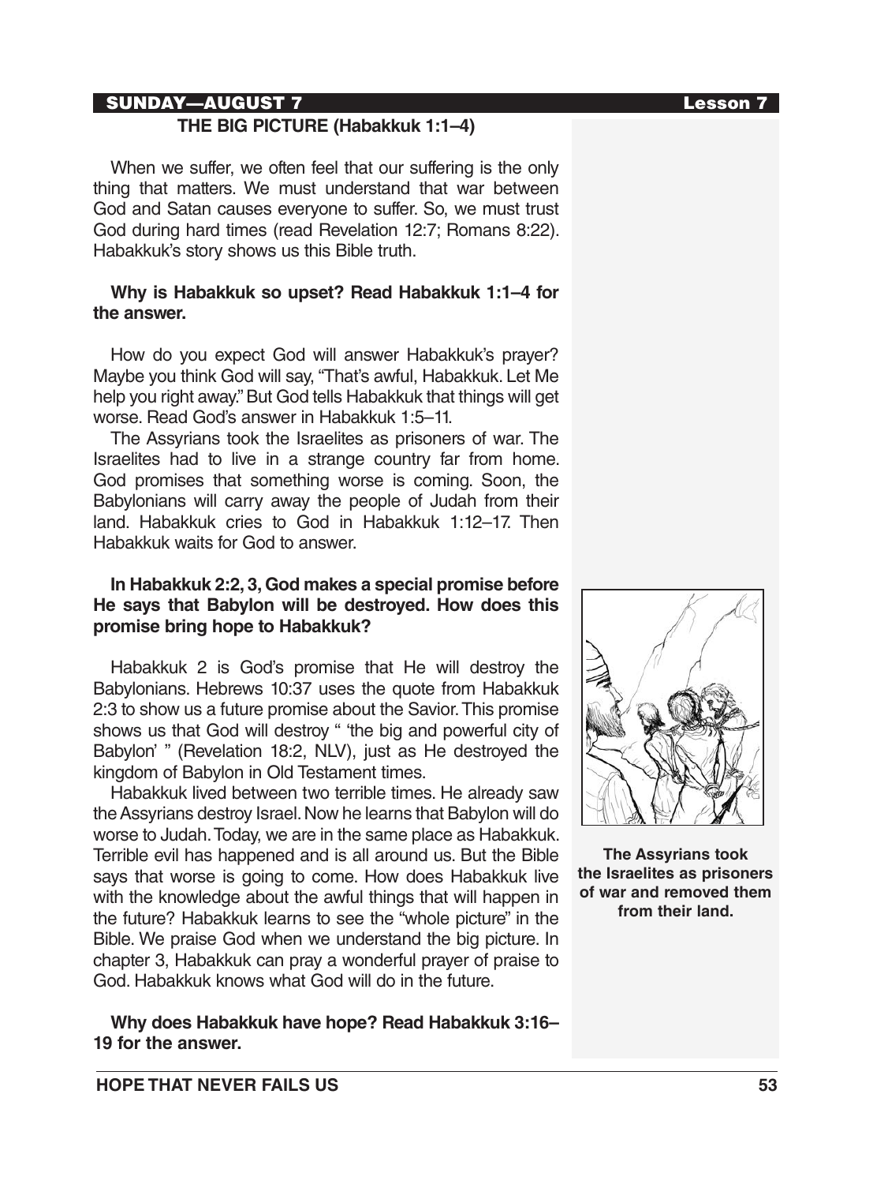## SUNDAY—AUGUST 7

### THE BIG PICTURE (Habakkuk 1:1–4)

When we suffer, we often feel that our suffering is the only thing that matters. We must understand that war between God and Satan causes everyone to suffer. So, we must trust God during hard times (read Revelation 12:7; Romans 8:22). Habakkuk's story shows us this Bible truth.

**Why is Habakkuk so upset? Read Habakkuk 1:1–4 for the answer.**

How do you expect God will answer Habakkuk's prayer? Maybe you think God will say, "That's awful, Habakkuk. Let Me help you right away." But God tells Habakkuk that things will get worse. Read God's answer in Habakkuk 1:5–11.

The Assyrians took the Israelites as prisoners of war. The Israelites had to live in a strange country far from home. God promises that something worse is coming. Soon, the Babylonians will carry away the people of Judah from their land. Habakkuk cries to God in Habakkuk 1:12–17. Then Habakkuk waits for God to answer.

**In Habakkuk 2:2, 3, God makes a special promise before He says that Babylon will be destroyed. How does this promise bring hope to Habakkuk?**

Habakkuk 2 is God's promise that He will destroy the Babylonians. Hebrews 10:37 uses the quote from Habakkuk 2:3 to show us a future promise about the Savior. This promise shows us that God will destroy " 'the big and powerful city of Babylon' " (Revelation 18:2, NLV), just as He destroyed the kingdom of Babylon in Old Testament times.

Habakkuk lived between two terrible times. He already saw the Assyrians destroy Israel. Now he learns that Babylon will do worse to Judah. Today, we are in the same place as Habakkuk. Terrible evil has happened and is all around us. But the Bible says that worse is going to come. How does Habakkuk live with the knowledge about the awful things that will happen in the future? Habakkuk learns to see the "whole picture" in the Bible. We praise God when we understand the big picture. In chapter 3, Habakkuk can pray a wonderful prayer of praise to God. Habakkuk knows what God will do in the future.

**Why does Habakkuk have hope? Read Habakkuk 3:16–19 for the answer.**

**The Assyrians took the Israelites as prisoners of war and removed them from their land.**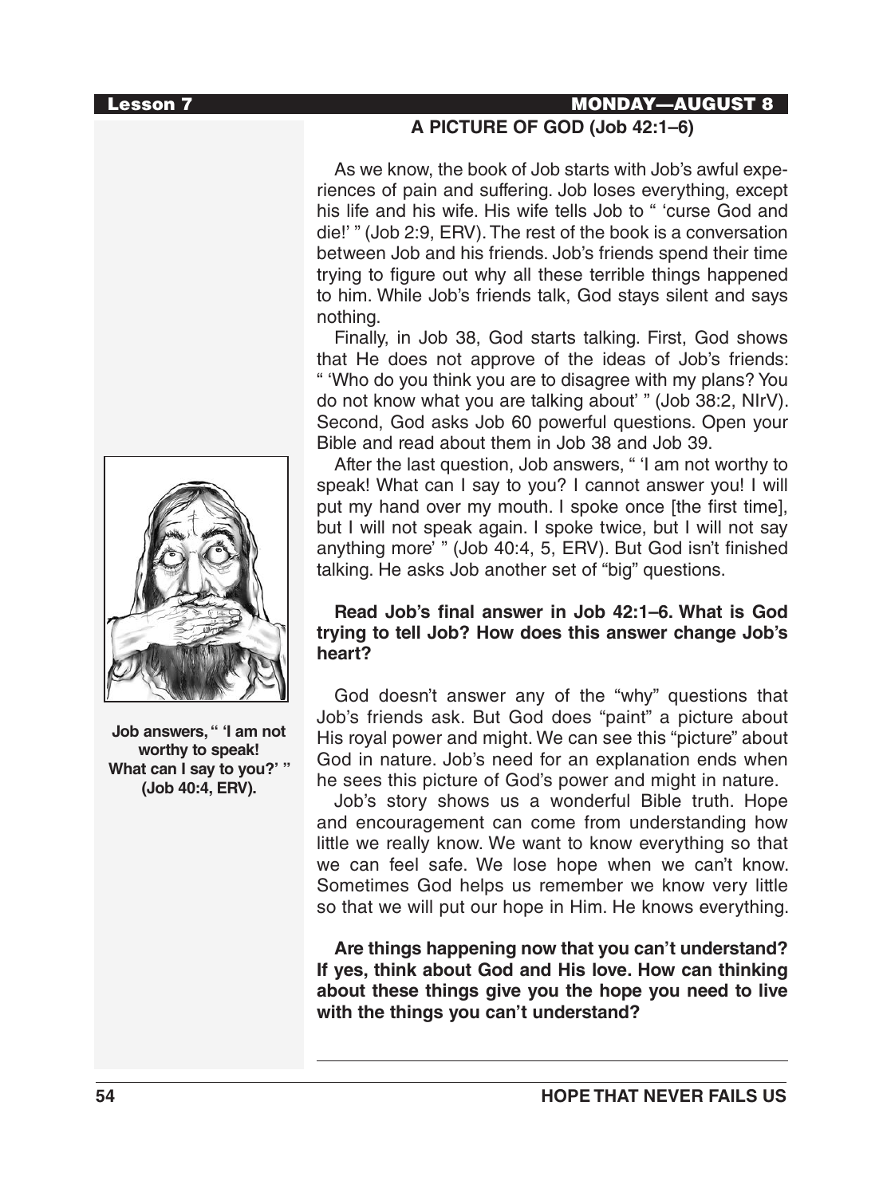## A PICTURE OF GOD (Job 42:1–6)

As we know, the book of Job starts with Job's awful experiences of pain and suffering. Job loses everything, except his life and his wife. His wife tells Job to " 'curse God and die!' " (Job 2:9, ERV). The rest of the book is a conversation between Job and his friends. Job's friends spend their time trying to figure out why all these terrible things happened to him. While Job's friends talk, God stays silent and says nothing.

Finally, in Job 38, God starts talking. First, God shows that He does not approve of the ideas of Job's friends: " 'Who do you think you are to disagree with my plans? You do not know what you are talking about' " (Job 38:2, NIrV). Second, God asks Job 60 powerful questions. Open your Bible and read about them in Job 38 and Job 39.

After the last question, Job answers, " 'I am not worthy to speak! What can I say to you? I cannot answer you! I will put my hand over my mouth. I spoke once [the first time], but I will not speak again. I spoke twice, but I will not say anything more' " (Job 40:4, 5, ERV). But God isn't finished talking. He asks Job another set of "big" questions.

**Job answers, " 'I am not worthy to speak! What can I say to you?' " (Job 40:4, ERV).**

**Read Job's final answer in Job 42:1–6. What is God trying to tell Job? How does this answer change Job's heart?**

God doesn't answer any of the "why" questions that Job's friends ask. But God does "paint" a picture about His royal power and might. We can see this "picture" about God in nature. Job's need for an explanation ends when he sees this picture of God's power and might in nature.

Job's story shows us a wonderful Bible truth. Hope and encouragement can come from understanding how little we really know. We want to know everything so that we can feel safe. We lose hope when we can't know. Sometimes God helps us remember we know very little so that we will put our hope in Him. He knows everything.

**Are things happening now that you can't understand? If yes, think about God and His love. How can thinking about these things give you the hope you need to live with the things you can't understand?**

---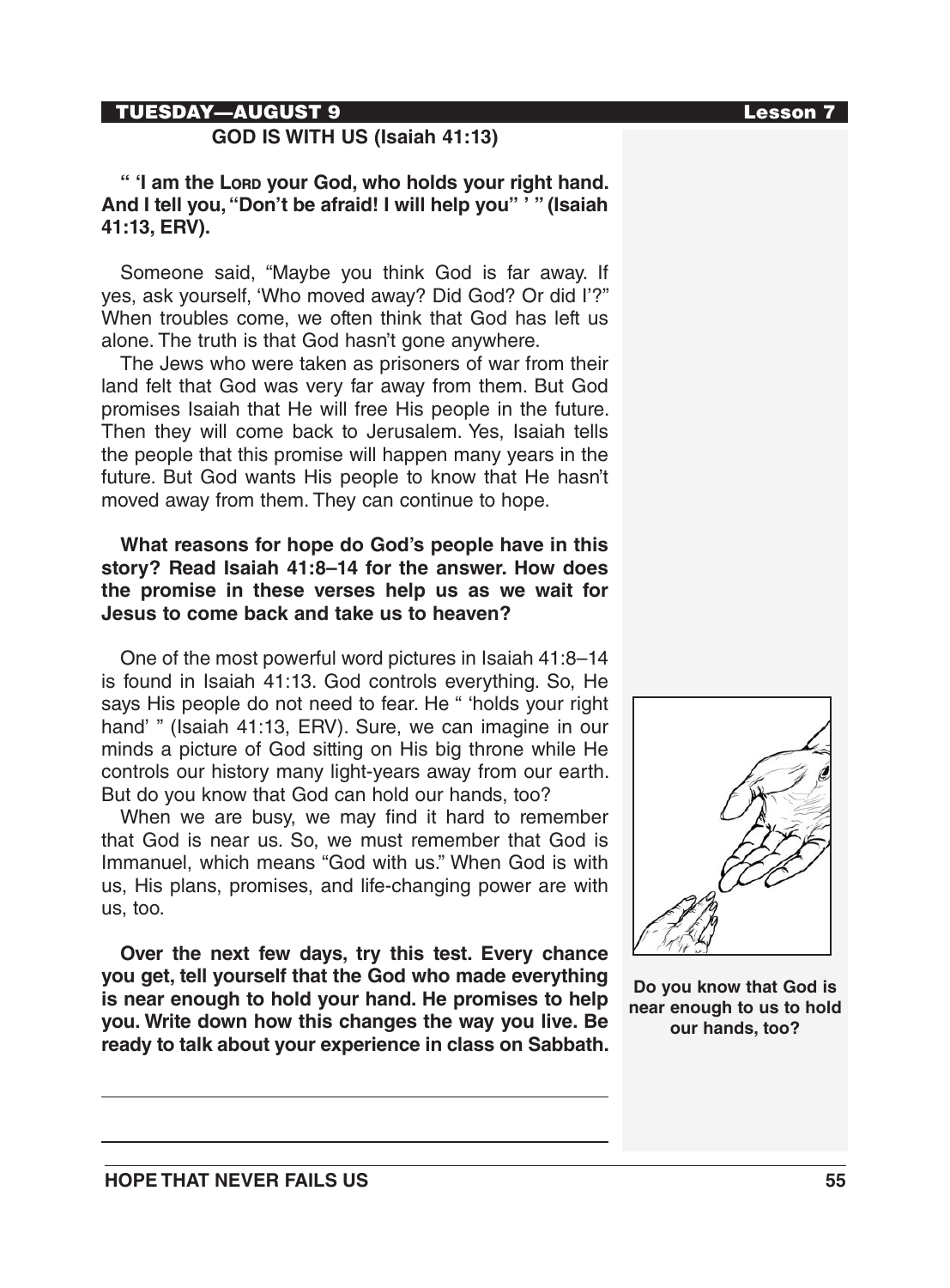TUESDAY—AUGUST 9 **Lesson 7**

## GOD IS WITH US (Isaiah 41:13)

**" 'I am the LORD your God, who holds your right hand. And I tell you, "Don't be afraid! I will help you" ' " (Isaiah 41:13, ERV).**

Someone said, "Maybe you think God is far away. If yes, ask yourself, 'Who moved away? Did God? Or did I'?" When troubles come, we often think that God has left us alone. The truth is that God hasn't gone anywhere.

The Jews who were taken as prisoners of war from their land felt that God was very far away from them. But God promises Isaiah that He will free His people in the future. Then they will come back to Jerusalem. Yes, Isaiah tells the people that this promise will happen many years in the future. But God wants His people to know that He hasn't moved away from them. They can continue to hope.

**What reasons for hope do God's people have in this story? Read Isaiah 41:8–14 for the answer. How does the promise in these verses help us as we wait for Jesus to come back and take us to heaven?**

One of the most powerful word pictures in Isaiah 41:8–14 is found in Isaiah 41:13. God controls everything. So, He says His people do not need to fear. He " 'holds your right hand' " (Isaiah 41:13, ERV). Sure, we can imagine in our minds a picture of God sitting on His big throne while He controls our history many light-years away from our earth. But do you know that God can hold our hands, too?

When we are busy, we may find it hard to remember that God is near us. So, we must remember that God is Immanuel, which means "God with us." When God is with us, His plans, promises, and life-changing power are with us, too.

**Over the next few days, try this test. Every chance you get, tell yourself that the God who made everything is near enough to hold your hand. He promises to help you. Write down how this changes the way you live. Be ready to talk about your experience in class on Sabbath.**

**Do you know that God is near enough to us to hold our hands, too?**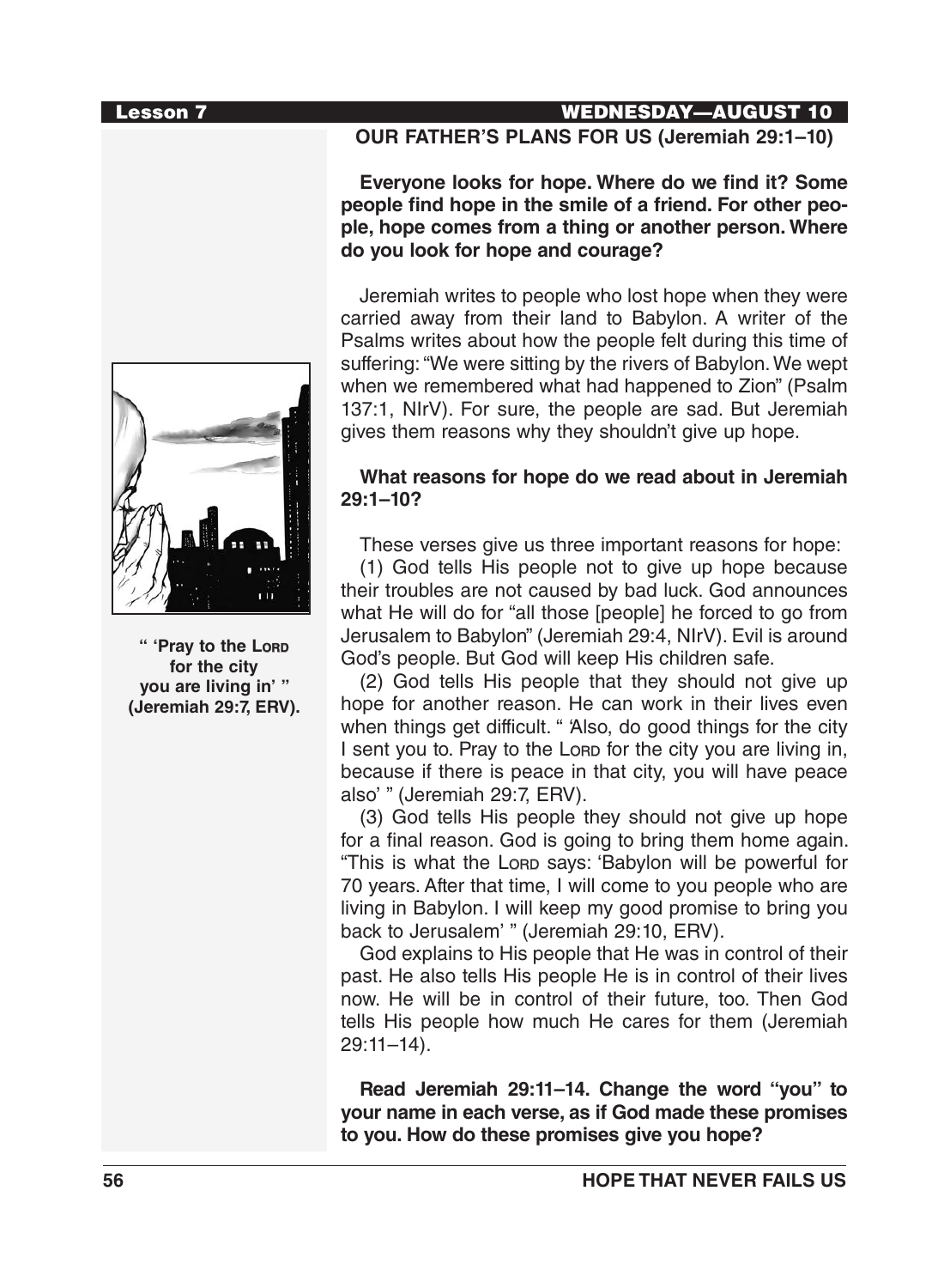## OUR FATHER'S PLANS FOR US (Jeremiah 29:1–10)

**Everyone looks for hope. Where do we find it? Some people find hope in the smile of a friend. For other people, hope comes from a thing or another person. Where do you look for hope and courage?**

Jeremiah writes to people who lost hope when they were carried away from their land to Babylon. A writer of the Psalms writes about how the people felt during this time of suffering: "We were sitting by the rivers of Babylon. We wept when we remembered what had happened to Zion" (Psalm 137:1, NIrV). For sure, the people are sad. But Jeremiah gives them reasons why they shouldn't give up hope.

**" 'Pray to the LORD for the city you are living in' " (Jeremiah 29:7, ERV).**

**What reasons for hope do we read about in Jeremiah 29:1–10?**

These verses give us three important reasons for hope:

(1) God tells His people not to give up hope because their troubles are not caused by bad luck. God announces what He will do for "all those [people] he forced to go from Jerusalem to Babylon" (Jeremiah 29:4, NIrV). Evil is around God's people. But God will keep His children safe.

(2) God tells His people that they should not give up hope for another reason. He can work in their lives even when things get difficult. " 'Also, do good things for the city I sent you to. Pray to the LORD for the city you are living in, because if there is peace in that city, you will have peace also' " (Jeremiah 29:7, ERV).

(3) God tells His people they should not give up hope for a final reason. God is going to bring them home again. "This is what the LORD says: 'Babylon will be powerful for 70 years. After that time, I will come to you people who are living in Babylon. I will keep my good promise to bring you back to Jerusalem' " (Jeremiah 29:10, ERV).

God explains to His people that He was in control of their past. He also tells His people He is in control of their lives now. He will be in control of their future, too. Then God tells His people how much He cares for them (Jeremiah 29:11–14).

**Read Jeremiah 29:11–14. Change the word "you" to your name in each verse, as if God made these promises to you. How do these promises give you hope?**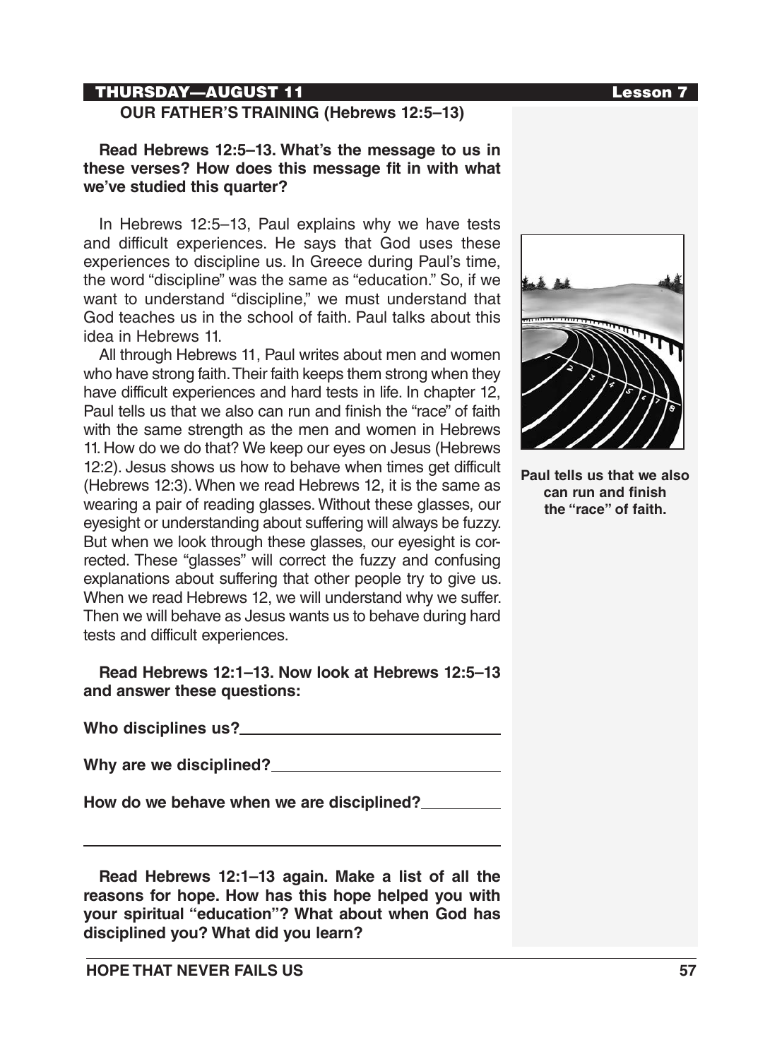## THURSDAY—AUGUST 11

### OUR FATHER'S TRAINING (Hebrews 12:5–13)

**Read Hebrews 12:5–13. What's the message to us in these verses? How does this message fit in with what we've studied this quarter?**

In Hebrews 12:5–13, Paul explains why we have tests and difficult experiences. He says that God uses these experiences to discipline us. In Greece during Paul's time, the word "discipline" was the same as "education." So, if we want to understand "discipline," we must understand that God teaches us in the school of faith. Paul talks about this idea in Hebrews 11.

All through Hebrews 11, Paul writes about men and women who have strong faith. Their faith keeps them strong when they have difficult experiences and hard tests in life. In chapter 12, Paul tells us that we also can run and finish the "race" of faith with the same strength as the men and women in Hebrews 11. How do we do that? We keep our eyes on Jesus (Hebrews 12:2). Jesus shows us how to behave when times get difficult (Hebrews 12:3). When we read Hebrews 12, it is the same as wearing a pair of reading glasses. Without these glasses, our eyesight or understanding about suffering will always be fuzzy. But when we look through these glasses, our eyesight is corrected. These "glasses" will correct the fuzzy and confusing explanations about suffering that other people try to give us. When we read Hebrews 12, we will understand why we suffer. Then we will behave as Jesus wants us to behave during hard tests and difficult experiences.

**Paul tells us that we also can run and finish the "race" of faith.**

**Read Hebrews 12:1–13. Now look at Hebrews 12:5–13 and answer these questions:**

**Who disciplines us?** ______________________________

**Why are we disciplined?** ______________________________

**How do we behave when we are disciplined?** ____________

______________________________________________________

**Read Hebrews 12:1–13 again. Make a list of all the reasons for hope. How has this hope helped you with your spiritual "education"? What about when God has disciplined you? What did you learn?**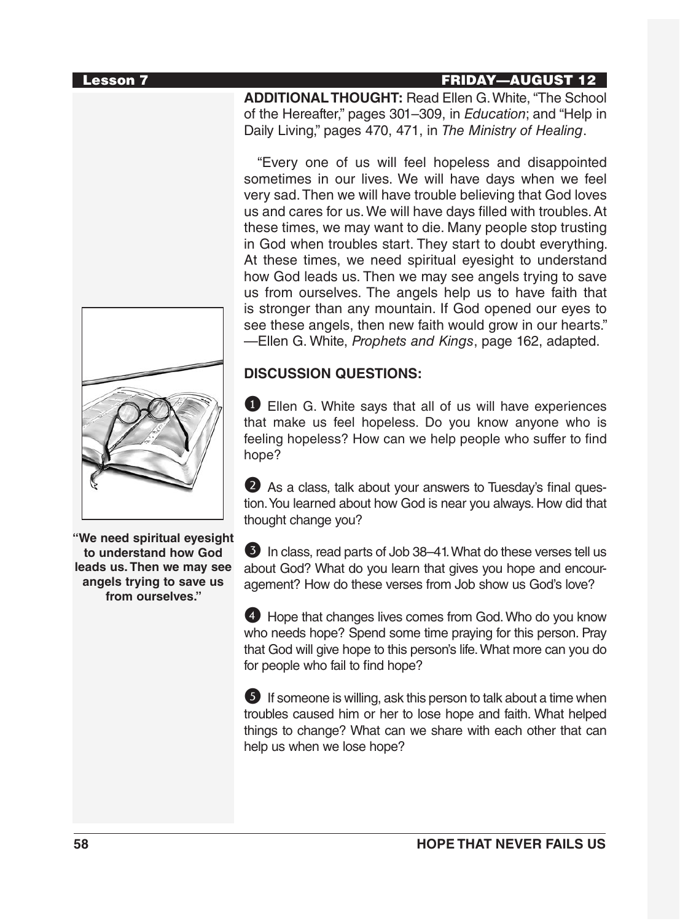**ADDITIONAL THOUGHT:** Read Ellen G. White, "The School of the Hereafter," pages 301–309, in *Education*; and "Help in Daily Living," pages 470, 471, in *The Ministry of Healing*.

"Every one of us will feel hopeless and disappointed sometimes in our lives. We will have days when we feel very sad. Then we will have trouble believing that God loves us and cares for us. We will have days filled with troubles. At these times, we may want to die. Many people stop trusting in God when troubles start. They start to doubt everything. At these times, we need spiritual eyesight to understand how God leads us. Then we may see angels trying to save us from ourselves. The angels help us to have faith that is stronger than any mountain. If God opened our eyes to see these angels, then new faith would grow in our hearts." —Ellen G. White, *Prophets and Kings*, page 162, adapted.

**"We need spiritual eyesight to understand how God leads us. Then we may see angels trying to save us from ourselves."**

**DISCUSSION QUESTIONS:**

1. Ellen G. White says that all of us will have experiences that make us feel hopeless. Do you know anyone who is feeling hopeless? How can we help people who suffer to find hope?

2. As a class, talk about your answers to Tuesday's final question. You learned about how God is near you always. How did that thought change you?

3. In class, read parts of Job 38–41. What do these verses tell us about God? What do you learn that gives you hope and encouragement? How do these verses from Job show us God's love?

4. Hope that changes lives comes from God. Who do you know who needs hope? Spend some time praying for this person. Pray that God will give hope to this person's life. What more can you do for people who fail to find hope?

5. If someone is willing, ask this person to talk about a time when troubles caused him or her to lose hope and faith. What helped things to change? What can we share with each other that can help us when we lose hope?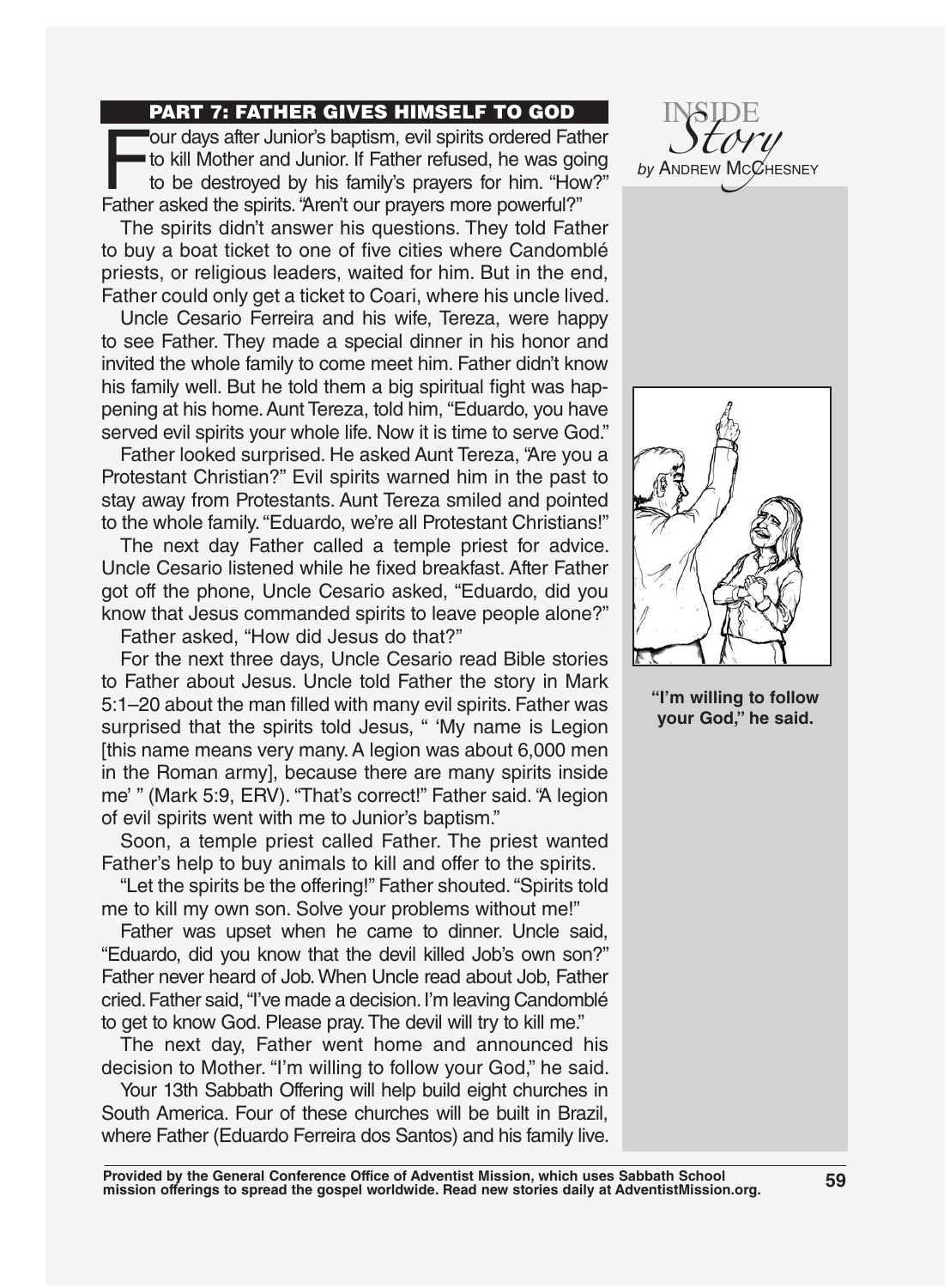INSIDE *Story* by ANDREW MCCHESNEY

## PART 7: FATHER GIVES HIMSELF TO GOD

Four days after Junior's baptism, evil spirits ordered Father to kill Mother and Junior. If Father refused, he was going to be destroyed by his family's prayers for him. "How?" Father asked the spirits. "Aren't our prayers more powerful?"

The spirits didn't answer his questions. They told Father to buy a boat ticket to one of five cities where Candomblé priests, or religious leaders, waited for him. But in the end, Father could only get a ticket to Coari, where his uncle lived.

Uncle Cesario Ferreira and his wife, Tereza, were happy to see Father. They made a special dinner in his honor and invited the whole family to come meet him. Father didn't know his family well. But he told them a big spiritual fight was happening at his home. Aunt Tereza, told him, "Eduardo, you have served evil spirits your whole life. Now it is time to serve God."

Father looked surprised. He asked Aunt Tereza, "Are you a Protestant Christian?" Evil spirits warned him in the past to stay away from Protestants. Aunt Tereza smiled and pointed to the whole family. "Eduardo, we're all Protestant Christians!"

The next day Father called a temple priest for advice. Uncle Cesario listened while he fixed breakfast. After Father got off the phone, Uncle Cesario asked, "Eduardo, did you know that Jesus commanded spirits to leave people alone?"

Father asked, "How did Jesus do that?"

For the next three days, Uncle Cesario read Bible stories to Father about Jesus. Uncle told Father the story in Mark 5:1–20 about the man filled with many evil spirits. Father was surprised that the spirits told Jesus, " 'My name is Legion [this name means very many. A legion was about 6,000 men in the Roman army], because there are many spirits inside me' " (Mark 5:9, ERV). "That's correct!" Father said. "A legion of evil spirits went with me to Junior's baptism."

Soon, a temple priest called Father. The priest wanted Father's help to buy animals to kill and offer to the spirits.

"Let the spirits be the offering!" Father shouted. "Spirits told me to kill my own son. Solve your problems without me!"

Father was upset when he came to dinner. Uncle said, "Eduardo, did you know that the devil killed Job's own son?" Father never heard of Job. When Uncle read about Job, Father cried. Father said, "I've made a decision. I'm leaving Candomblé to get to know God. Please pray. The devil will try to kill me."

The next day, Father went home and announced his decision to Mother. "I'm willing to follow your God," he said.

Your 13th Sabbath Offering will help build eight churches in South America. Four of these churches will be built in Brazil, where Father (Eduardo Ferreira dos Santos) and his family live.

**"I'm willing to follow your God," he said.**

**Provided by the General Conference Office of Adventist Mission, which uses Sabbath School mission offerings to spread the gospel worldwide. Read new stories daily at AdventistMission.org.**